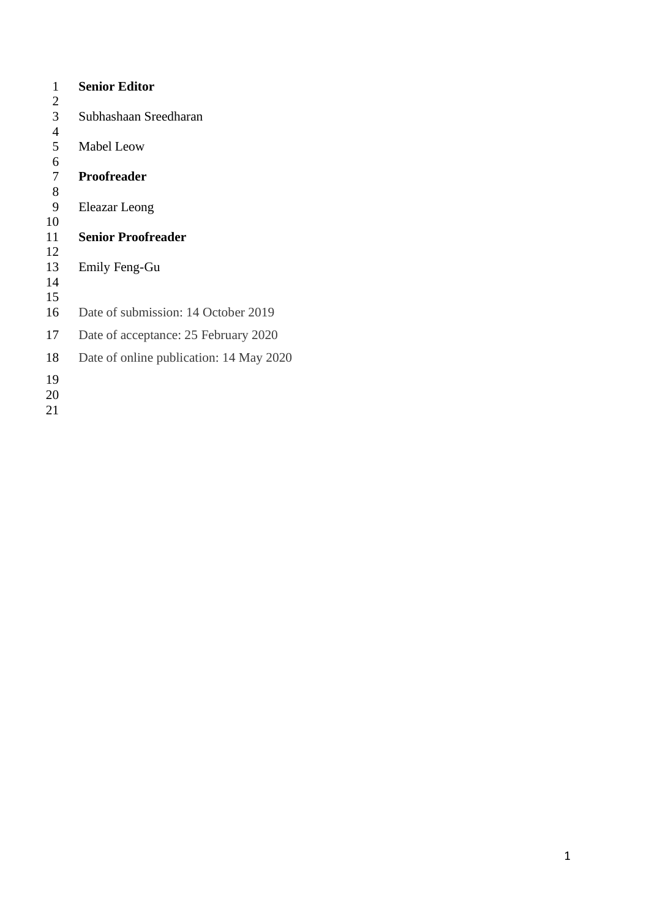**Senior Editor**

Subhashaan Sreedharan

Mabel Leow

**Proofreader**

Eleazar Leong

**Senior Proofreader**

Emily Feng-Gu

Date of submission: 14 October 2019

Date of acceptance: 25 February 2020

Date of online publication: 14 May 2020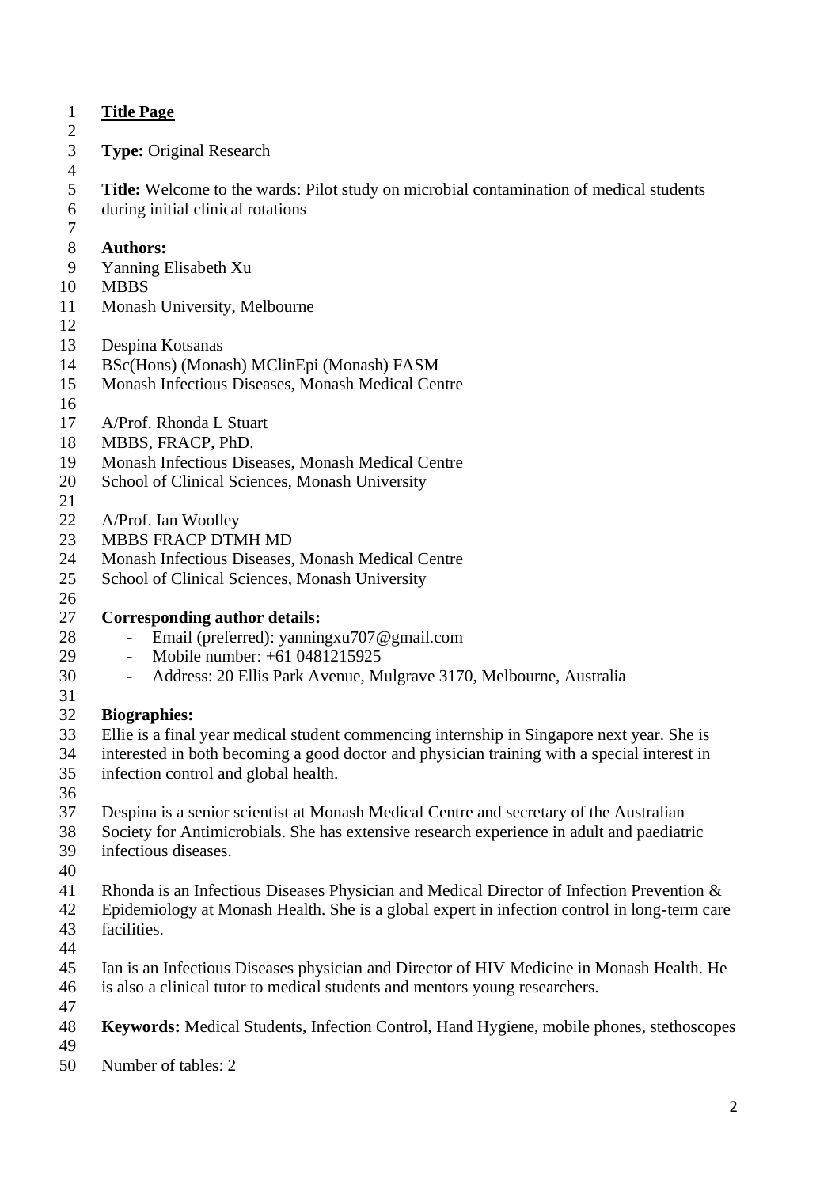**Title Page**

**Type:** Original Research

**Title:** Welcome to the wards: Pilot study on microbial contamination of medical students during initial clinical rotations

**Authors:**

Yanning Elisabeth Xu
MBBS
Monash University, Melbourne

Despina Kotsanas
BSc(Hons) (Monash) MClinEpi (Monash) FASM
Monash Infectious Diseases, Monash Medical Centre

A/Prof. Rhonda L Stuart
MBBS, FRACP, PhD.
Monash Infectious Diseases, Monash Medical Centre
School of Clinical Sciences, Monash University

A/Prof. Ian Woolley
MBBS FRACP DTMH MD
Monash Infectious Diseases, Monash Medical Centre
School of Clinical Sciences, Monash University

**Corresponding author details:**

- Email (preferred): yanningxu707@gmail.com
- Mobile number: +61 0481215925
- Address: 20 Ellis Park Avenue, Mulgrave 3170, Melbourne, Australia

**Biographies:**

Ellie is a final year medical student commencing internship in Singapore next year. She is interested in both becoming a good doctor and physician training with a special interest in infection control and global health.

Despina is a senior scientist at Monash Medical Centre and secretary of the Australian Society for Antimicrobials. She has extensive research experience in adult and paediatric infectious diseases.

Rhonda is an Infectious Diseases Physician and Medical Director of Infection Prevention & Epidemiology at Monash Health. She is a global expert in infection control in long-term care facilities.

Ian is an Infectious Diseases physician and Director of HIV Medicine in Monash Health. He is also a clinical tutor to medical students and mentors young researchers.

**Keywords:** Medical Students, Infection Control, Hand Hygiene, mobile phones, stethoscopes

Number of tables: 2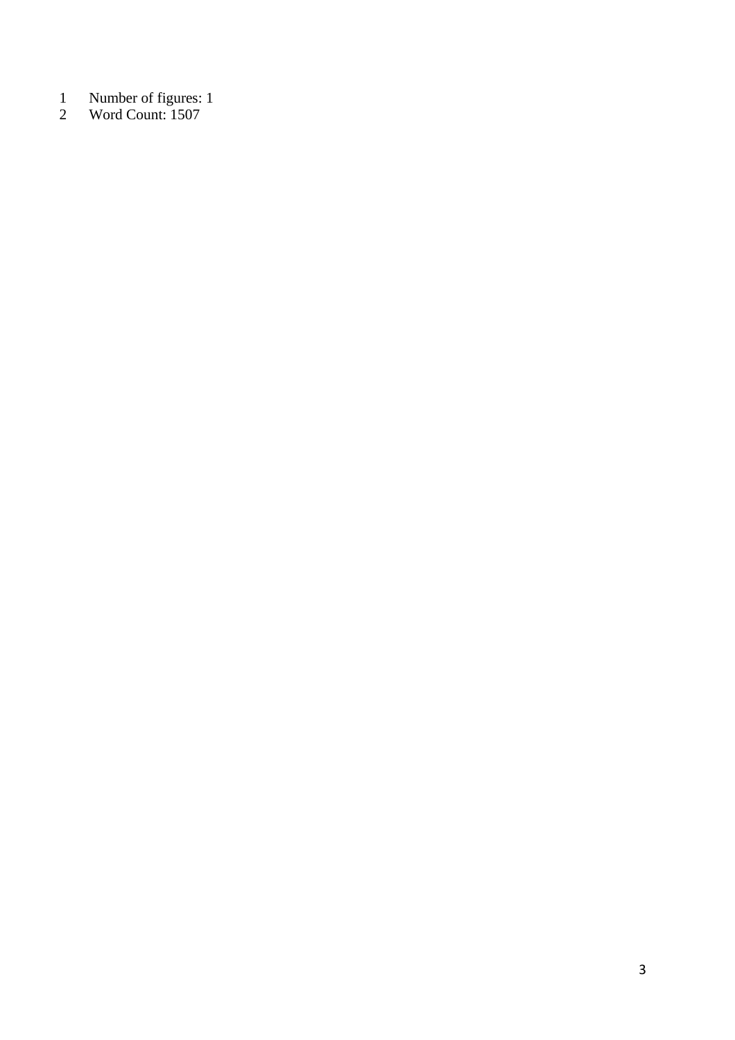Number of figures: 1

Word Count: 1507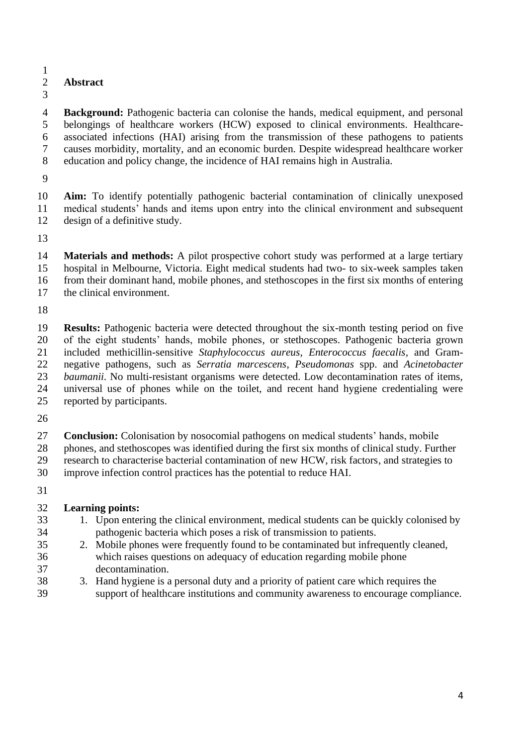## Abstract

**Background:** Pathogenic bacteria can colonise the hands, medical equipment, and personal belongings of healthcare workers (HCW) exposed to clinical environments. Healthcare-associated infections (HAI) arising from the transmission of these pathogens to patients causes morbidity, mortality, and an economic burden. Despite widespread healthcare worker education and policy change, the incidence of HAI remains high in Australia.

**Aim:** To identify potentially pathogenic bacterial contamination of clinically unexposed medical students' hands and items upon entry into the clinical environment and subsequent design of a definitive study.

**Materials and methods:** A pilot prospective cohort study was performed at a large tertiary hospital in Melbourne, Victoria. Eight medical students had two- to six-week samples taken from their dominant hand, mobile phones, and stethoscopes in the first six months of entering the clinical environment.

**Results:** Pathogenic bacteria were detected throughout the six-month testing period on five of the eight students' hands, mobile phones, or stethoscopes. Pathogenic bacteria grown included methicillin-sensitive *Staphylococcus aureus*, *Enterococcus faecalis*, and Gram-negative pathogens, such as *Serratia marcescens*, *Pseudomonas* spp. and *Acinetobacter baumanii*. No multi-resistant organisms were detected. Low decontamination rates of items, universal use of phones while on the toilet, and recent hand hygiene credentialing were reported by participants.

**Conclusion:** Colonisation by nosocomial pathogens on medical students' hands, mobile phones, and stethoscopes was identified during the first six months of clinical study. Further research to characterise bacterial contamination of new HCW, risk factors, and strategies to improve infection control practices has the potential to reduce HAI.

**Learning points:**

1. Upon entering the clinical environment, medical students can be quickly colonised by pathogenic bacteria which poses a risk of transmission to patients.
2. Mobile phones were frequently found to be contaminated but infrequently cleaned, which raises questions on adequacy of education regarding mobile phone decontamination.
3. Hand hygiene is a personal duty and a priority of patient care which requires the support of healthcare institutions and community awareness to encourage compliance.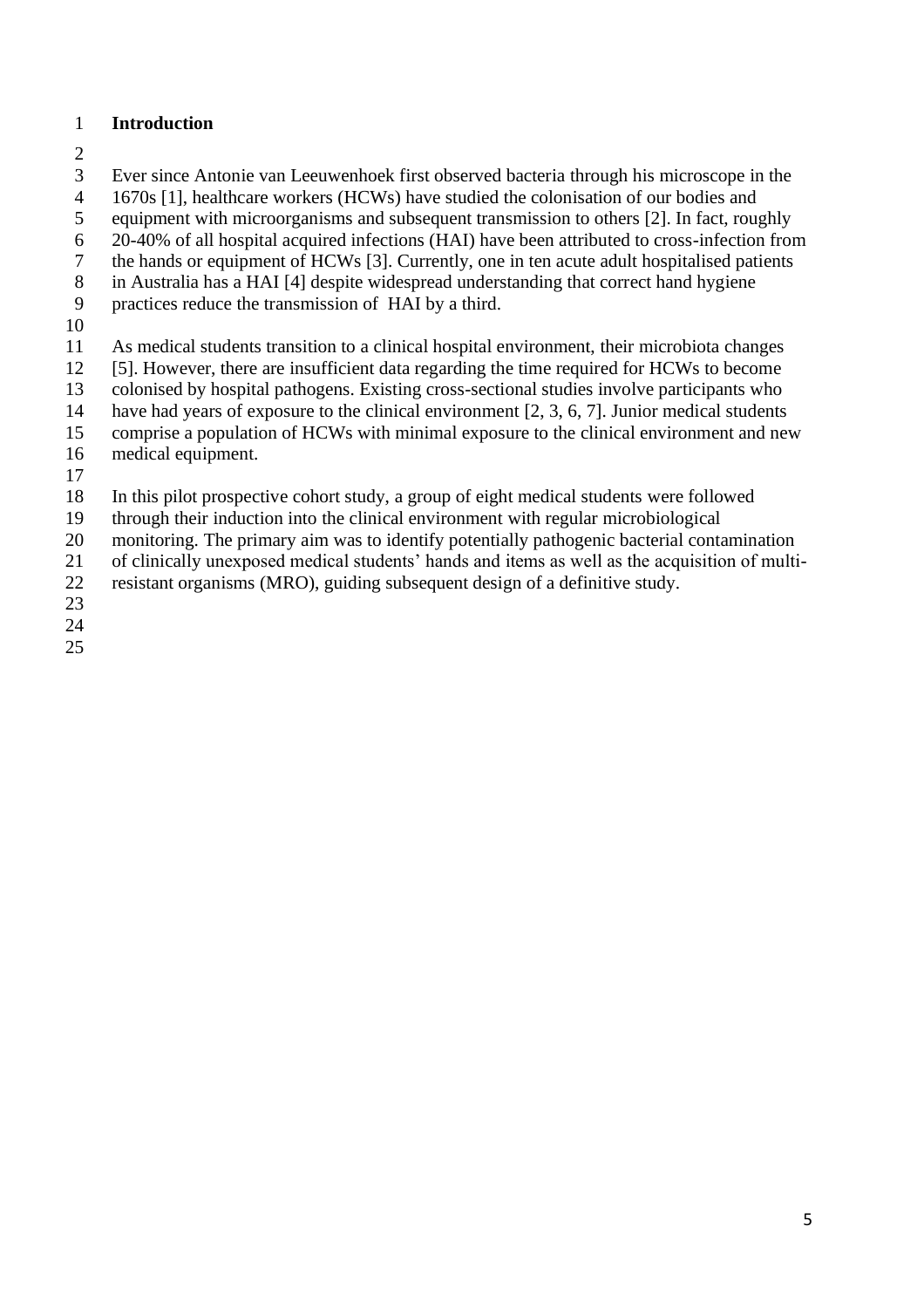## Introduction

Ever since Antonie van Leeuwenhoek first observed bacteria through his microscope in the 1670s [1], healthcare workers (HCWs) have studied the colonisation of our bodies and equipment with microorganisms and subsequent transmission to others [2]. In fact, roughly 20-40% of all hospital acquired infections (HAI) have been attributed to cross-infection from the hands or equipment of HCWs [3]. Currently, one in ten acute adult hospitalised patients in Australia has a HAI [4] despite widespread understanding that correct hand hygiene practices reduce the transmission of HAI by a third.

As medical students transition to a clinical hospital environment, their microbiota changes [5]. However, there are insufficient data regarding the time required for HCWs to become colonised by hospital pathogens. Existing cross-sectional studies involve participants who have had years of exposure to the clinical environment [2, 3, 6, 7]. Junior medical students comprise a population of HCWs with minimal exposure to the clinical environment and new medical equipment.

In this pilot prospective cohort study, a group of eight medical students were followed through their induction into the clinical environment with regular microbiological monitoring. The primary aim was to identify potentially pathogenic bacterial contamination of clinically unexposed medical students' hands and items as well as the acquisition of multi-resistant organisms (MRO), guiding subsequent design of a definitive study.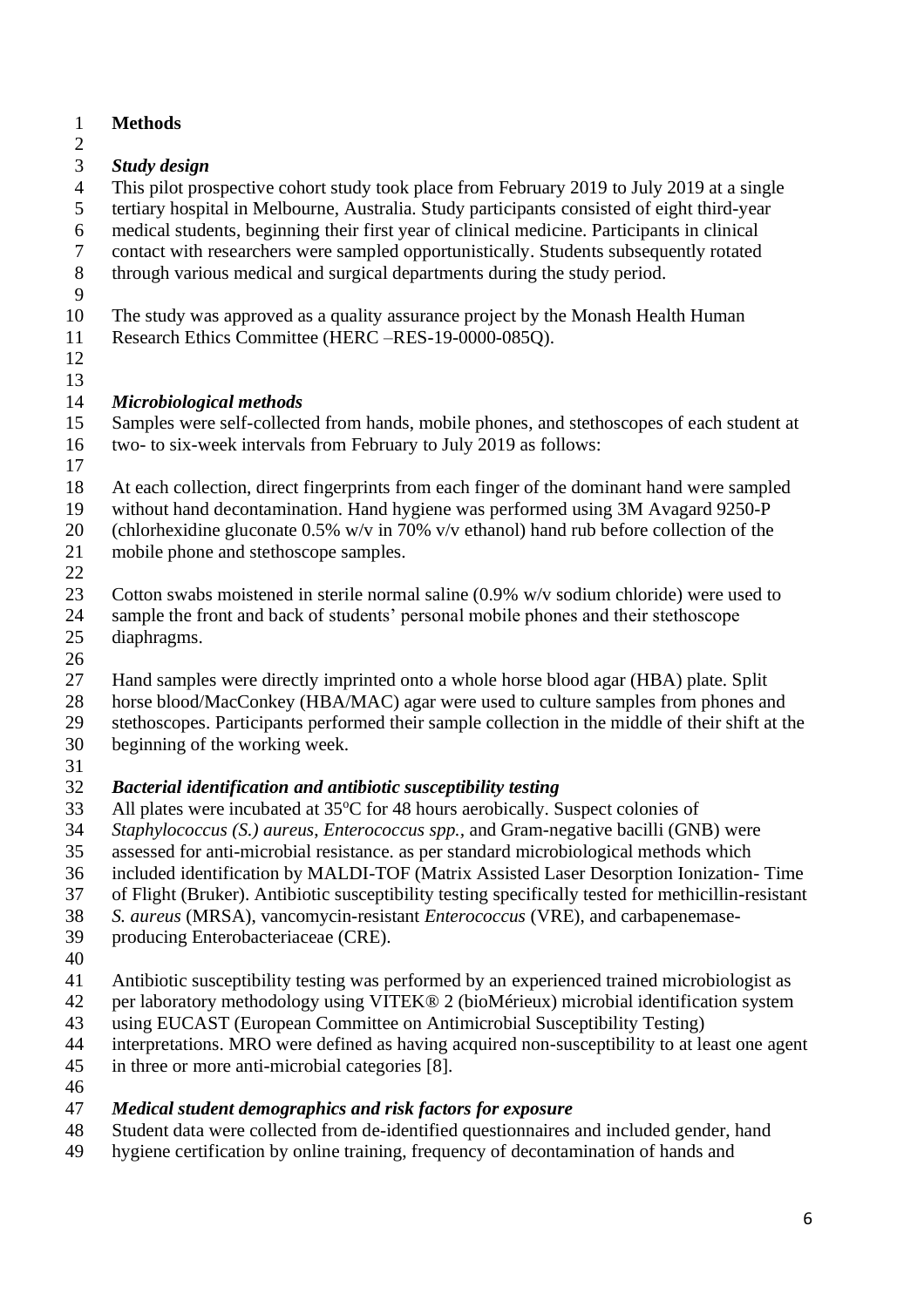# Methods

### *Study design*

This pilot prospective cohort study took place from February 2019 to July 2019 at a single tertiary hospital in Melbourne, Australia. Study participants consisted of eight third-year medical students, beginning their first year of clinical medicine. Participants in clinical contact with researchers were sampled opportunistically. Students subsequently rotated through various medical and surgical departments during the study period.

The study was approved as a quality assurance project by the Monash Health Human Research Ethics Committee (HERC –RES-19-0000-085Q).

### *Microbiological methods*

Samples were self-collected from hands, mobile phones, and stethoscopes of each student at two- to six-week intervals from February to July 2019 as follows:

At each collection, direct fingerprints from each finger of the dominant hand were sampled without hand decontamination. Hand hygiene was performed using 3M Avagard 9250-P (chlorhexidine gluconate 0.5% w/v in 70% v/v ethanol) hand rub before collection of the mobile phone and stethoscope samples.

Cotton swabs moistened in sterile normal saline (0.9% w/v sodium chloride) were used to sample the front and back of students' personal mobile phones and their stethoscope diaphragms.

Hand samples were directly imprinted onto a whole horse blood agar (HBA) plate. Split horse blood/MacConkey (HBA/MAC) agar were used to culture samples from phones and stethoscopes. Participants performed their sample collection in the middle of their shift at the beginning of the working week.

### *Bacterial identification and antibiotic susceptibility testing*

All plates were incubated at 35°C for 48 hours aerobically. Suspect colonies of *Staphylococcus (S.) aureus*, *Enterococcus spp.*, and Gram-negative bacilli (GNB) were assessed for anti-microbial resistance. as per standard microbiological methods which included identification by MALDI-TOF (Matrix Assisted Laser Desorption Ionization- Time of Flight (Bruker). Antibiotic susceptibility testing specifically tested for methicillin-resistant *S. aureus* (MRSA), vancomycin-resistant *Enterococcus* (VRE), and carbapenemase-producing Enterobacteriaceae (CRE).

Antibiotic susceptibility testing was performed by an experienced trained microbiologist as per laboratory methodology using VITEK® 2 (bioMérieux) microbial identification system using EUCAST (European Committee on Antimicrobial Susceptibility Testing) interpretations. MRO were defined as having acquired non-susceptibility to at least one agent in three or more anti-microbial categories [8].

### *Medical student demographics and risk factors for exposure*

Student data were collected from de-identified questionnaires and included gender, hand hygiene certification by online training, frequency of decontamination of hands and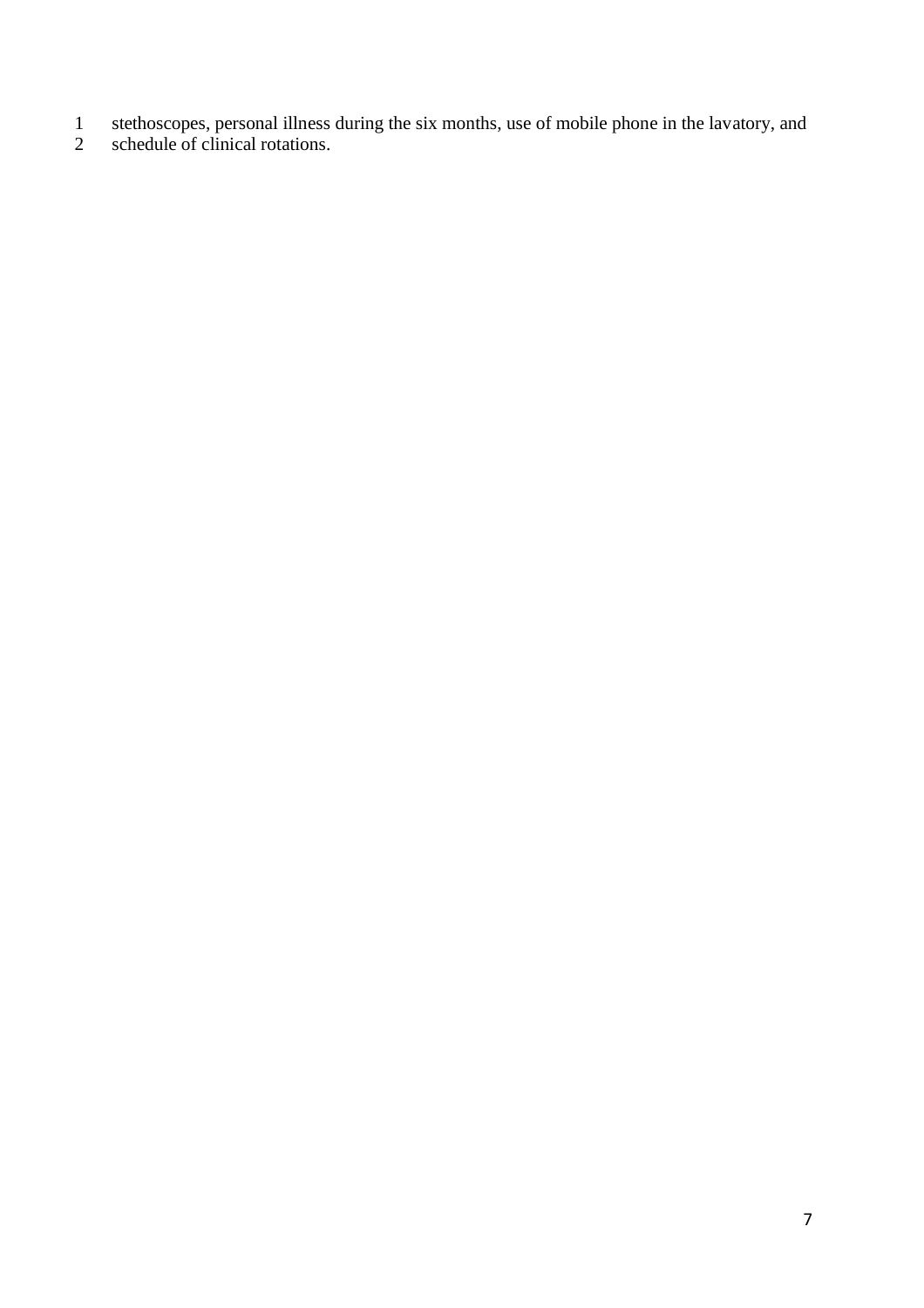stethoscopes, personal illness during the six months, use of mobile phone in the lavatory, and schedule of clinical rotations.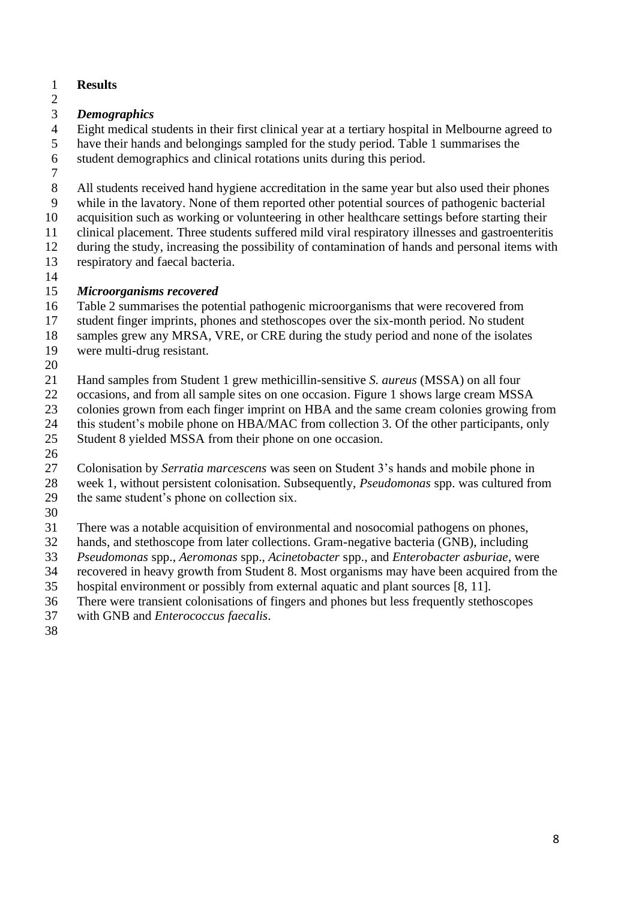# Results

## *Demographics*

Eight medical students in their first clinical year at a tertiary hospital in Melbourne agreed to have their hands and belongings sampled for the study period. Table 1 summarises the student demographics and clinical rotations units during this period.

All students received hand hygiene accreditation in the same year but also used their phones while in the lavatory. None of them reported other potential sources of pathogenic bacterial acquisition such as working or volunteering in other healthcare settings before starting their clinical placement. Three students suffered mild viral respiratory illnesses and gastroenteritis during the study, increasing the possibility of contamination of hands and personal items with respiratory and faecal bacteria.

## *Microorganisms recovered*

Table 2 summarises the potential pathogenic microorganisms that were recovered from student finger imprints, phones and stethoscopes over the six-month period. No student samples grew any MRSA, VRE, or CRE during the study period and none of the isolates were multi-drug resistant.

Hand samples from Student 1 grew methicillin-sensitive *S. aureus* (MSSA) on all four occasions, and from all sample sites on one occasion. Figure 1 shows large cream MSSA colonies grown from each finger imprint on HBA and the same cream colonies growing from this student's mobile phone on HBA/MAC from collection 3. Of the other participants, only Student 8 yielded MSSA from their phone on one occasion.

Colonisation by *Serratia marcescens* was seen on Student 3's hands and mobile phone in week 1, without persistent colonisation. Subsequently, *Pseudomonas* spp. was cultured from the same student's phone on collection six.

There was a notable acquisition of environmental and nosocomial pathogens on phones, hands, and stethoscope from later collections. Gram-negative bacteria (GNB), including *Pseudomonas* spp., *Aeromonas* spp., *Acinetobacter* spp., and *Enterobacter asburiae*, were recovered in heavy growth from Student 8. Most organisms may have been acquired from the hospital environment or possibly from external aquatic and plant sources [8, 11]. There were transient colonisations of fingers and phones but less frequently stethoscopes with GNB and *Enterococcus faecalis*.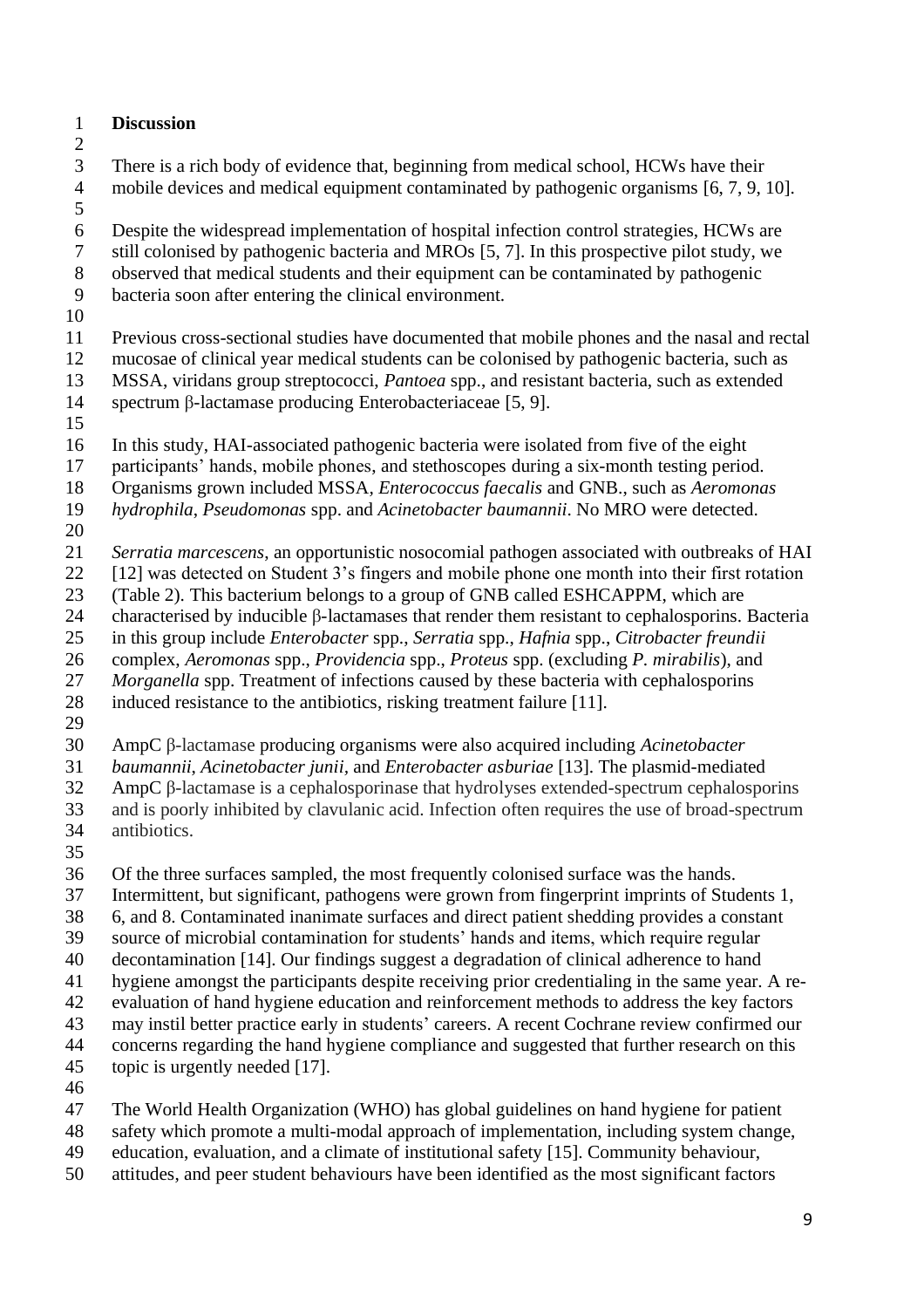## Discussion

There is a rich body of evidence that, beginning from medical school, HCWs have their mobile devices and medical equipment contaminated by pathogenic organisms [6, 7, 9, 10].

Despite the widespread implementation of hospital infection control strategies, HCWs are still colonised by pathogenic bacteria and MROs [5, 7]. In this prospective pilot study, we observed that medical students and their equipment can be contaminated by pathogenic bacteria soon after entering the clinical environment.

Previous cross-sectional studies have documented that mobile phones and the nasal and rectal mucosae of clinical year medical students can be colonised by pathogenic bacteria, such as MSSA, viridans group streptococci, *Pantoea* spp., and resistant bacteria, such as extended spectrum β-lactamase producing Enterobacteriaceae [5, 9].

In this study, HAI-associated pathogenic bacteria were isolated from five of the eight participants' hands, mobile phones, and stethoscopes during a six-month testing period. Organisms grown included MSSA, *Enterococcus faecalis* and GNB., such as *Aeromonas hydrophila*, *Pseudomonas* spp. and *Acinetobacter baumannii*. No MRO were detected.

*Serratia marcescens*, an opportunistic nosocomial pathogen associated with outbreaks of HAI [12] was detected on Student 3's fingers and mobile phone one month into their first rotation (Table 2). This bacterium belongs to a group of GNB called ESHCAPPM, which are characterised by inducible β-lactamases that render them resistant to cephalosporins. Bacteria in this group include *Enterobacter* spp., *Serratia* spp., *Hafnia* spp., *Citrobacter freundii* complex, *Aeromonas* spp., *Providencia* spp., *Proteus* spp. (excluding *P. mirabilis*), and *Morganella* spp. Treatment of infections caused by these bacteria with cephalosporins induced resistance to the antibiotics, risking treatment failure [11].

AmpC β-lactamase producing organisms were also acquired including *Acinetobacter baumannii*, *Acinetobacter junii*, and *Enterobacter asburiae* [13]. The plasmid-mediated AmpC β-lactamase is a cephalosporinase that hydrolyses extended-spectrum cephalosporins and is poorly inhibited by clavulanic acid. Infection often requires the use of broad-spectrum antibiotics.

Of the three surfaces sampled, the most frequently colonised surface was the hands. Intermittent, but significant, pathogens were grown from fingerprint imprints of Students 1, 6, and 8. Contaminated inanimate surfaces and direct patient shedding provides a constant source of microbial contamination for students' hands and items, which require regular decontamination [14]. Our findings suggest a degradation of clinical adherence to hand hygiene amongst the participants despite receiving prior credentialing in the same year. A re-evaluation of hand hygiene education and reinforcement methods to address the key factors may instil better practice early in students' careers. A recent Cochrane review confirmed our concerns regarding the hand hygiene compliance and suggested that further research on this topic is urgently needed [17].

The World Health Organization (WHO) has global guidelines on hand hygiene for patient safety which promote a multi-modal approach of implementation, including system change, education, evaluation, and a climate of institutional safety [15]. Community behaviour, attitudes, and peer student behaviours have been identified as the most significant factors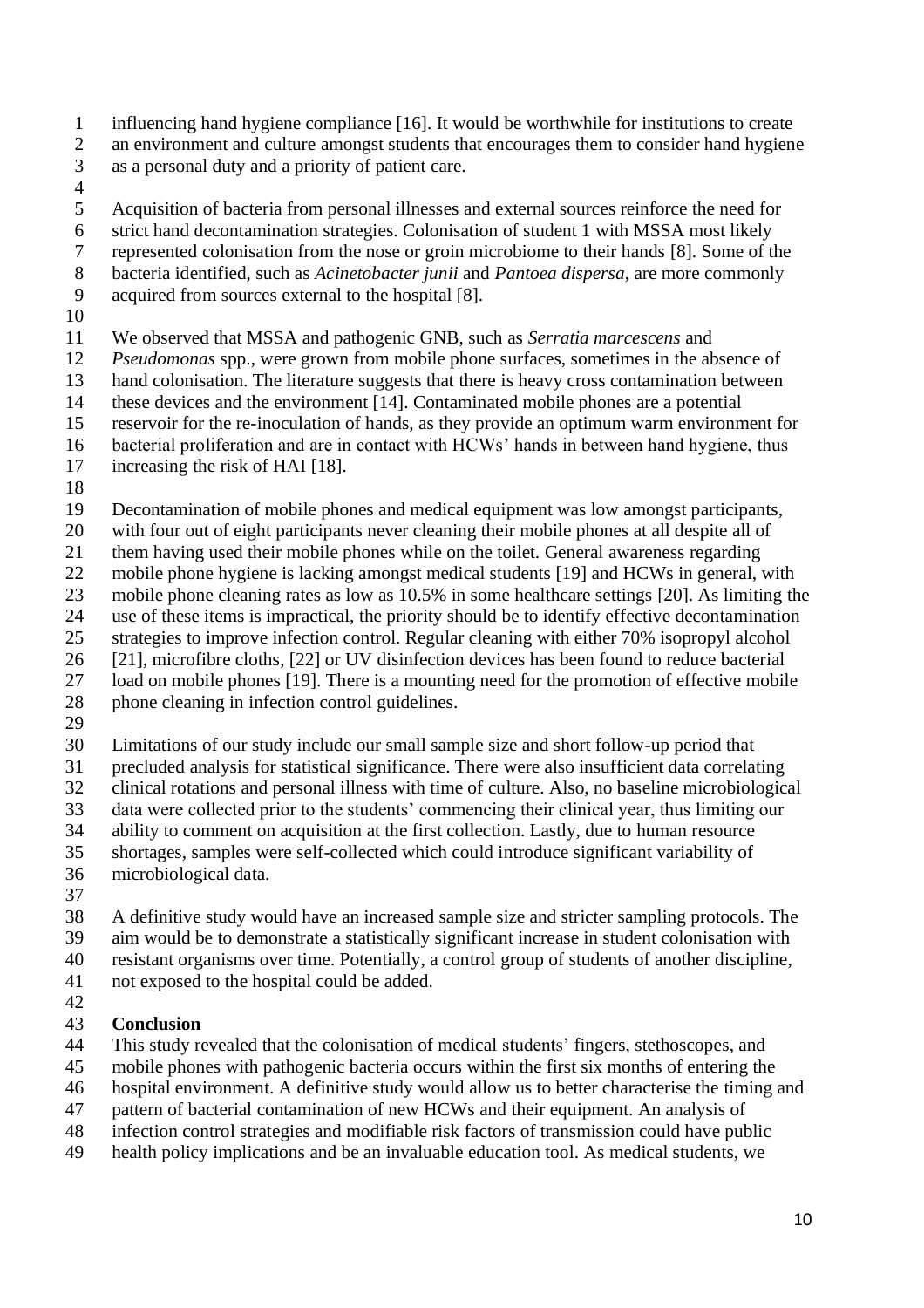influencing hand hygiene compliance [16]. It would be worthwhile for institutions to create an environment and culture amongst students that encourages them to consider hand hygiene as a personal duty and a priority of patient care.

Acquisition of bacteria from personal illnesses and external sources reinforce the need for strict hand decontamination strategies. Colonisation of student 1 with MSSA most likely represented colonisation from the nose or groin microbiome to their hands [8]. Some of the bacteria identified, such as *Acinetobacter junii* and *Pantoea dispersa*, are more commonly acquired from sources external to the hospital [8].

We observed that MSSA and pathogenic GNB, such as *Serratia marcescens* and *Pseudomonas* spp., were grown from mobile phone surfaces, sometimes in the absence of hand colonisation. The literature suggests that there is heavy cross contamination between these devices and the environment [14]. Contaminated mobile phones are a potential reservoir for the re-inoculation of hands, as they provide an optimum warm environment for bacterial proliferation and are in contact with HCWs' hands in between hand hygiene, thus increasing the risk of HAI [18].

Decontamination of mobile phones and medical equipment was low amongst participants, with four out of eight participants never cleaning their mobile phones at all despite all of them having used their mobile phones while on the toilet. General awareness regarding mobile phone hygiene is lacking amongst medical students [19] and HCWs in general, with mobile phone cleaning rates as low as 10.5% in some healthcare settings [20]. As limiting the use of these items is impractical, the priority should be to identify effective decontamination strategies to improve infection control. Regular cleaning with either 70% isopropyl alcohol [21], microfibre cloths, [22] or UV disinfection devices has been found to reduce bacterial load on mobile phones [19]. There is a mounting need for the promotion of effective mobile phone cleaning in infection control guidelines.

Limitations of our study include our small sample size and short follow-up period that precluded analysis for statistical significance. There were also insufficient data correlating clinical rotations and personal illness with time of culture. Also, no baseline microbiological data were collected prior to the students' commencing their clinical year, thus limiting our ability to comment on acquisition at the first collection. Lastly, due to human resource shortages, samples were self-collected which could introduce significant variability of microbiological data.

A definitive study would have an increased sample size and stricter sampling protocols. The aim would be to demonstrate a statistically significant increase in student colonisation with resistant organisms over time. Potentially, a control group of students of another discipline, not exposed to the hospital could be added.

## Conclusion

This study revealed that the colonisation of medical students' fingers, stethoscopes, and mobile phones with pathogenic bacteria occurs within the first six months of entering the hospital environment. A definitive study would allow us to better characterise the timing and pattern of bacterial contamination of new HCWs and their equipment. An analysis of infection control strategies and modifiable risk factors of transmission could have public health policy implications and be an invaluable education tool. As medical students, we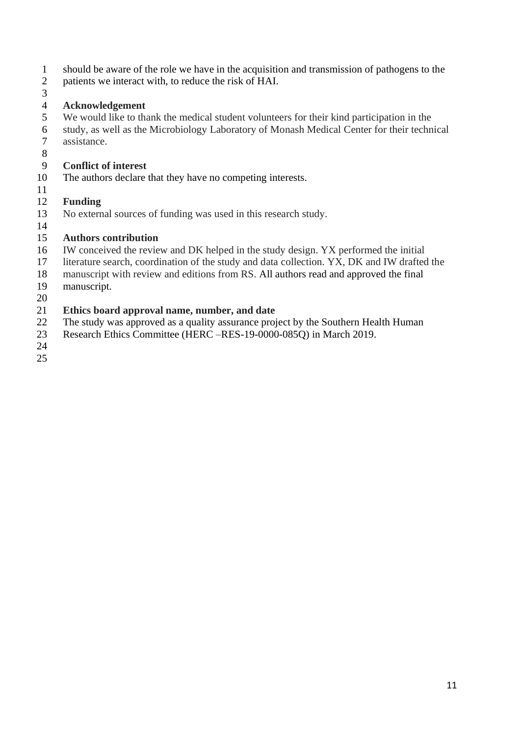should be aware of the role we have in the acquisition and transmission of pathogens to the patients we interact with, to reduce the risk of HAI.

## Acknowledgement

We would like to thank the medical student volunteers for their kind participation in the study, as well as the Microbiology Laboratory of Monash Medical Center for their technical assistance.

## Conflict of interest

The authors declare that they have no competing interests.

## Funding

No external sources of funding was used in this research study.

## Authors contribution

IW conceived the review and DK helped in the study design. YX performed the initial literature search, coordination of the study and data collection. YX, DK and IW drafted the manuscript with review and editions from RS. All authors read and approved the final manuscript.

## Ethics board approval name, number, and date

The study was approved as a quality assurance project by the Southern Health Human Research Ethics Committee (HERC –RES-19-0000-085Q) in March 2019.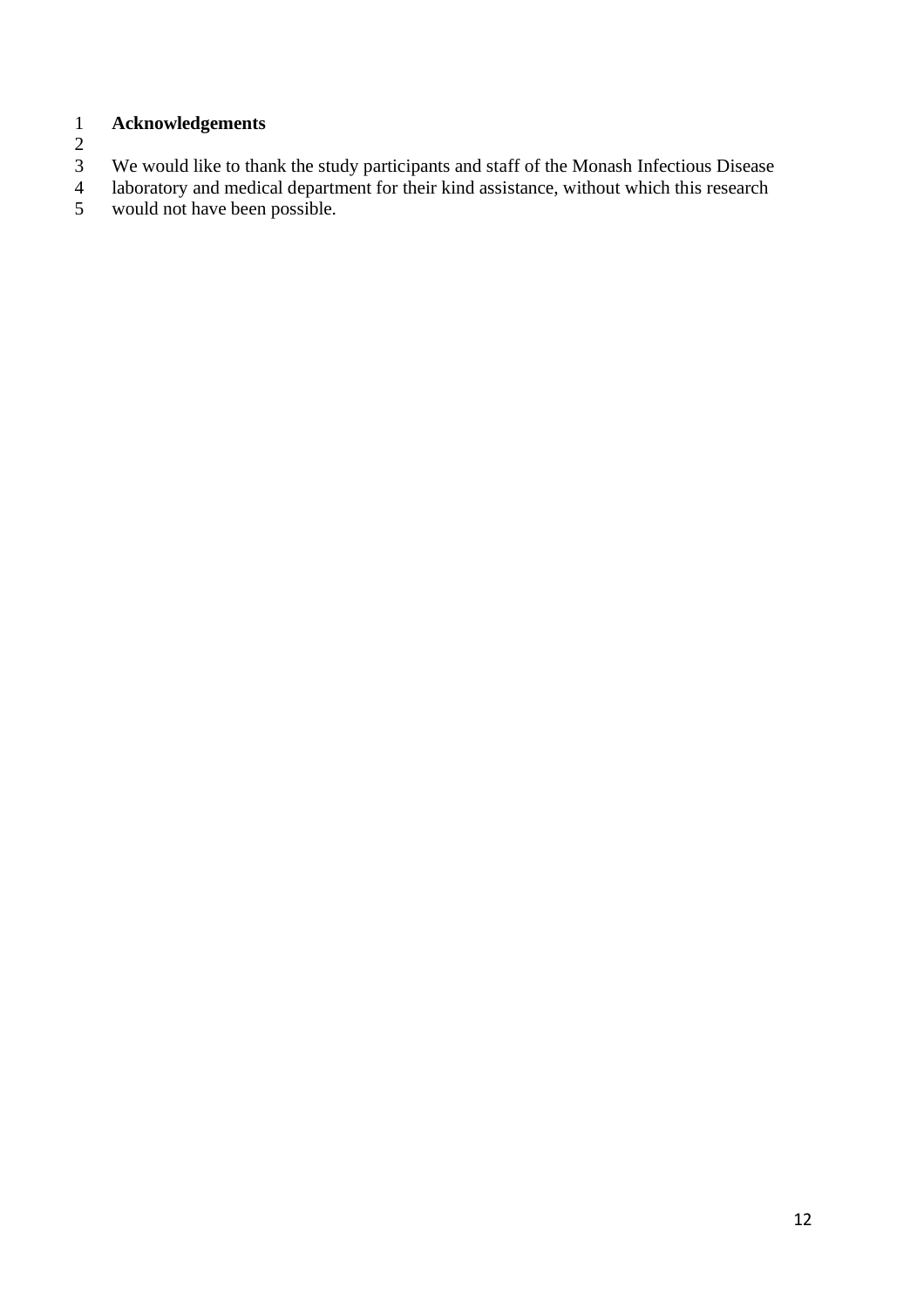## Acknowledgements

We would like to thank the study participants and staff of the Monash Infectious Disease laboratory and medical department for their kind assistance, without which this research would not have been possible.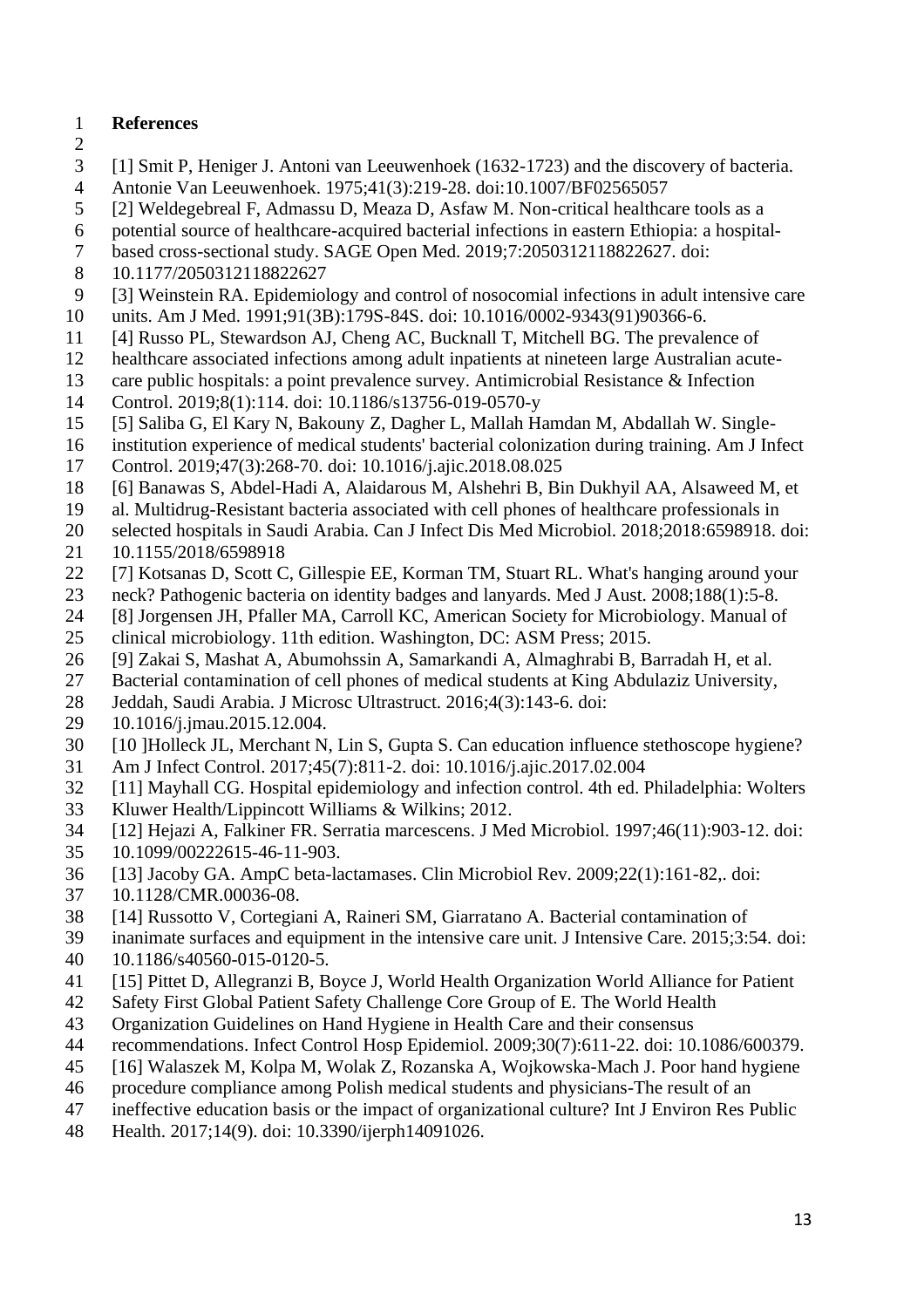**References**

[1] Smit P, Heniger J. Antoni van Leeuwenhoek (1632-1723) and the discovery of bacteria. Antonie Van Leeuwenhoek. 1975;41(3):219-28. doi:10.1007/BF02565057

[2] Weldegebreal F, Admassu D, Meaza D, Asfaw M. Non-critical healthcare tools as a potential source of healthcare-acquired bacterial infections in eastern Ethiopia: a hospital-based cross-sectional study. SAGE Open Med. 2019;7:2050312118822627. doi: 10.1177/2050312118822627

[3] Weinstein RA. Epidemiology and control of nosocomial infections in adult intensive care units. Am J Med. 1991;91(3B):179S-84S. doi: 10.1016/0002-9343(91)90366-6.

[4] Russo PL, Stewardson AJ, Cheng AC, Bucknall T, Mitchell BG. The prevalence of healthcare associated infections among adult inpatients at nineteen large Australian acute-care public hospitals: a point prevalence survey. Antimicrobial Resistance & Infection Control. 2019;8(1):114. doi: 10.1186/s13756-019-0570-y

[5] Saliba G, El Kary N, Bakouny Z, Dagher L, Mallah Hamdan M, Abdallah W. Single-institution experience of medical students' bacterial colonization during training. Am J Infect Control. 2019;47(3):268-70. doi: 10.1016/j.ajic.2018.08.025

[6] Banawas S, Abdel-Hadi A, Alaidarous M, Alshehri B, Bin Dukhyil AA, Alsaweed M, et al. Multidrug-Resistant bacteria associated with cell phones of healthcare professionals in selected hospitals in Saudi Arabia. Can J Infect Dis Med Microbiol. 2018;2018:6598918. doi: 10.1155/2018/6598918

[7] Kotsanas D, Scott C, Gillespie EE, Korman TM, Stuart RL. What's hanging around your neck? Pathogenic bacteria on identity badges and lanyards. Med J Aust. 2008;188(1):5-8.

[8] Jorgensen JH, Pfaller MA, Carroll KC, American Society for Microbiology. Manual of clinical microbiology. 11th edition. Washington, DC: ASM Press; 2015.

[9] Zakai S, Mashat A, Abumohssin A, Samarkandi A, Almaghrabi B, Barradah H, et al. Bacterial contamination of cell phones of medical students at King Abdulaziz University, Jeddah, Saudi Arabia. J Microsc Ultrastruct. 2016;4(3):143-6. doi: 10.1016/j.jmau.2015.12.004.

[10 ]Holleck JL, Merchant N, Lin S, Gupta S. Can education influence stethoscope hygiene? Am J Infect Control. 2017;45(7):811-2. doi: 10.1016/j.ajic.2017.02.004

[11] Mayhall CG. Hospital epidemiology and infection control. 4th ed. Philadelphia: Wolters Kluwer Health/Lippincott Williams & Wilkins; 2012.

[12] Hejazi A, Falkiner FR. Serratia marcescens. J Med Microbiol. 1997;46(11):903-12. doi: 10.1099/00222615-46-11-903.

[13] Jacoby GA. AmpC beta-lactamases. Clin Microbiol Rev. 2009;22(1):161-82,. doi: 10.1128/CMR.00036-08.

[14] Russotto V, Cortegiani A, Raineri SM, Giarratano A. Bacterial contamination of inanimate surfaces and equipment in the intensive care unit. J Intensive Care. 2015;3:54. doi: 10.1186/s40560-015-0120-5.

[15] Pittet D, Allegranzi B, Boyce J, World Health Organization World Alliance for Patient Safety First Global Patient Safety Challenge Core Group of E. The World Health Organization Guidelines on Hand Hygiene in Health Care and their consensus recommendations. Infect Control Hosp Epidemiol. 2009;30(7):611-22. doi: 10.1086/600379.

[16] Walaszek M, Kolpa M, Wolak Z, Rozanska A, Wojkowska-Mach J. Poor hand hygiene procedure compliance among Polish medical students and physicians-The result of an ineffective education basis or the impact of organizational culture? Int J Environ Res Public Health. 2017;14(9). doi: 10.3390/ijerph14091026.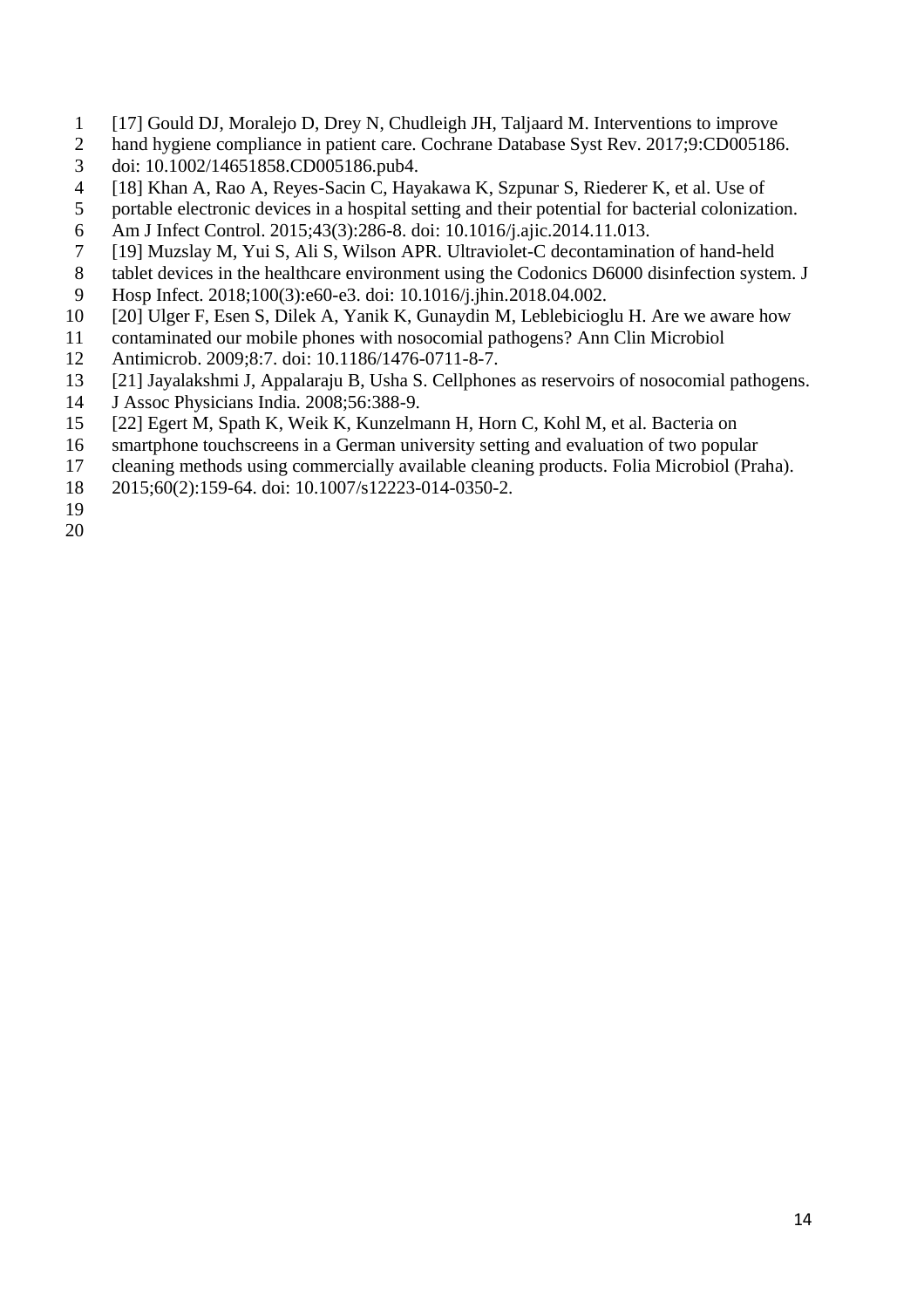[17] Gould DJ, Moralejo D, Drey N, Chudleigh JH, Taljaard M. Interventions to improve hand hygiene compliance in patient care. Cochrane Database Syst Rev. 2017;9:CD005186. doi: 10.1002/14651858.CD005186.pub4.

[18] Khan A, Rao A, Reyes-Sacin C, Hayakawa K, Szpunar S, Riederer K, et al. Use of portable electronic devices in a hospital setting and their potential for bacterial colonization. Am J Infect Control. 2015;43(3):286-8. doi: 10.1016/j.ajic.2014.11.013.

[19] Muzslay M, Yui S, Ali S, Wilson APR. Ultraviolet-C decontamination of hand-held tablet devices in the healthcare environment using the Codonics D6000 disinfection system. J Hosp Infect. 2018;100(3):e60-e3. doi: 10.1016/j.jhin.2018.04.002.

[20] Ulger F, Esen S, Dilek A, Yanik K, Gunaydin M, Leblebicioglu H. Are we aware how contaminated our mobile phones with nosocomial pathogens? Ann Clin Microbiol Antimicrob. 2009;8:7. doi: 10.1186/1476-0711-8-7.

[21] Jayalakshmi J, Appalaraju B, Usha S. Cellphones as reservoirs of nosocomial pathogens. J Assoc Physicians India. 2008;56:388-9.

[22] Egert M, Spath K, Weik K, Kunzelmann H, Horn C, Kohl M, et al. Bacteria on smartphone touchscreens in a German university setting and evaluation of two popular cleaning methods using commercially available cleaning products. Folia Microbiol (Praha). 2015;60(2):159-64. doi: 10.1007/s12223-014-0350-2.